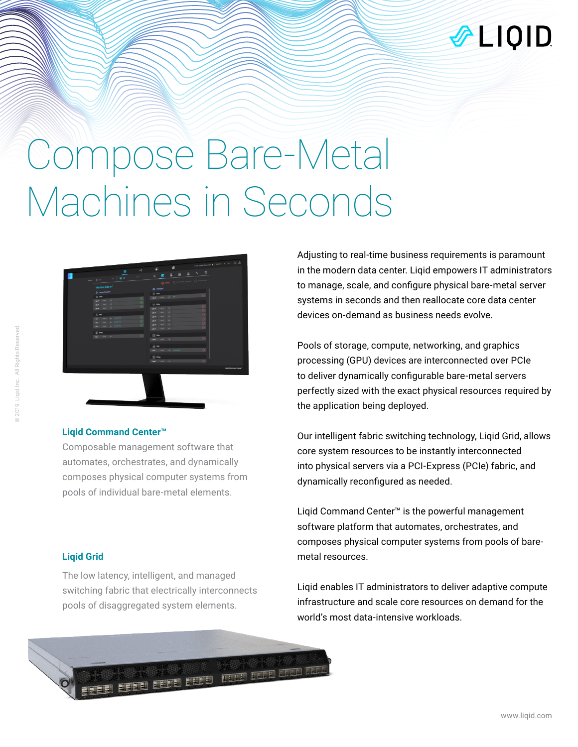# Compose Bare-Metal Machines in Seconds

Adjusting to real-time business requirements is paramount in the modern data center. Liqid empowers IT administrators to manage, scale, and configure physical bare-metal server systems in seconds and then reallocate core data center devices on-demand as business needs evolve.

Pools of storage, compute, networking, and graphics processing (GPU) devices are interconnected over PCIe to deliver dynamically configurable bare-metal servers perfectly sized with the exact physical resources required by the application being deployed.

Our intelligent fabric switching technology, Liqid Grid, allows core system resources to be instantly interconnected into physical servers via a PCI-Express (PCIe) fabric, and dynamically reconfigured as needed.

Liqid Command Center™ is the powerful management software platform that automates, orchestrates, and composes physical computer systems from pools of bare-metal resources.

Liqid enables IT administrators to deliver adaptive compute infrastructure and scale core resources on demand for the world's most data-intensive workloads.

### Liqid Command Center™

Composable management software that automates, orchestrates, and dynamically composes physical computer systems from pools of individual bare-metal elements.

### Liqid Grid

The low latency, intelligent, and managed switching fabric that electrically interconnects pools of disaggregated system elements.

© 2019 Liqid Inc. All Rights Reserved.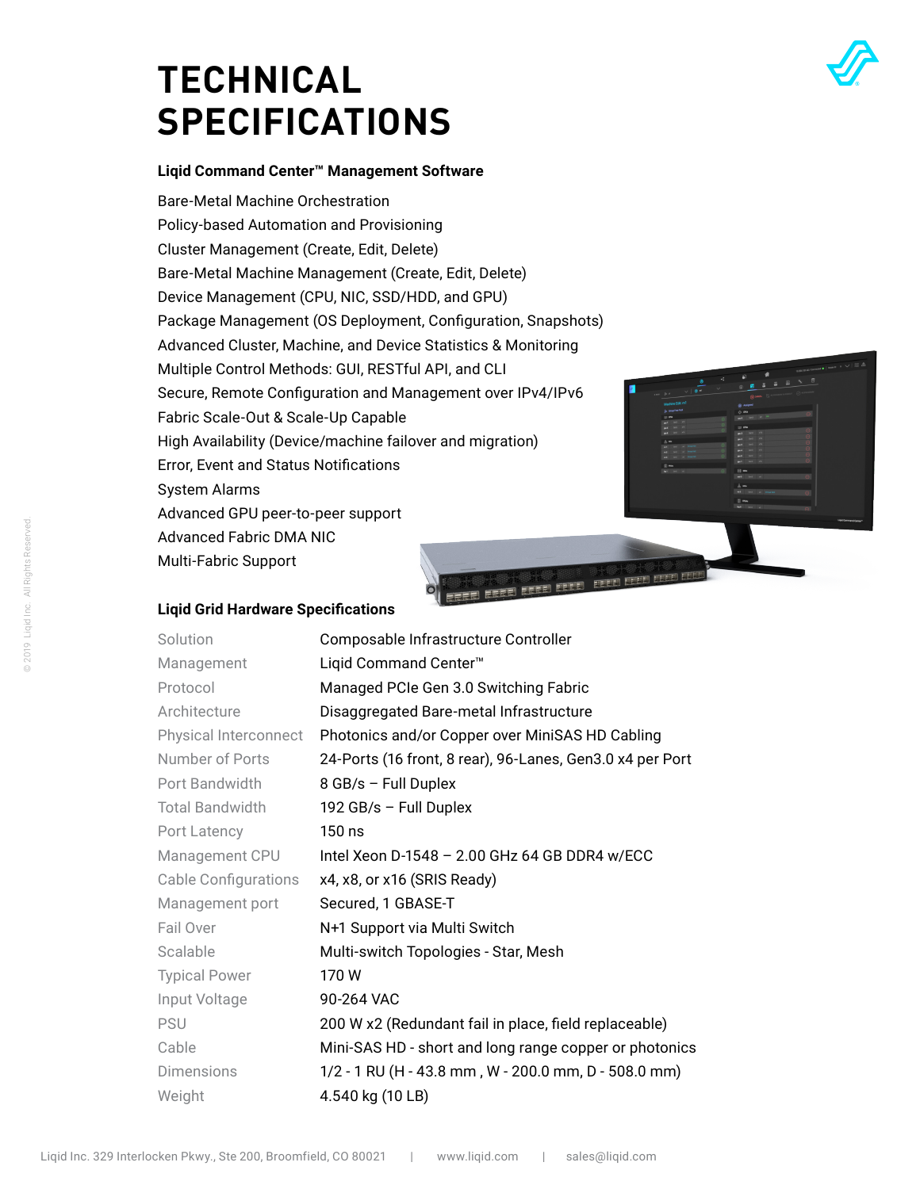# TECHNICAL SPECIFICATIONS

### Liqid Command Center™ Management Software

Bare-Metal Machine Orchestration
Policy-based Automation and Provisioning
Cluster Management (Create, Edit, Delete)
Bare-Metal Machine Management (Create, Edit, Delete)
Device Management (CPU, NIC, SSD/HDD, and GPU)
Package Management (OS Deployment, Configuration, Snapshots)
Advanced Cluster, Machine, and Device Statistics & Monitoring
Multiple Control Methods: GUI, RESTful API, and CLI
Secure, Remote Configuration and Management over IPv4/IPv6
Fabric Scale-Out & Scale-Up Capable
High Availability (Device/machine failover and migration)
Error, Event and Status Notifications
System Alarms
Advanced GPU peer-to-peer support
Advanced Fabric DMA NIC
Multi-Fabric Support

### Liqid Grid Hardware Specifications

| | |
|---|---|
| Solution | Composable Infrastructure Controller |
| Management | Liqid Command Center™ |
| Protocol | Managed PCIe Gen 3.0 Switching Fabric |
| Architecture | Disaggregated Bare-metal Infrastructure |
| Physical Interconnect | Photonics and/or Copper over MiniSAS HD Cabling |
| Number of Ports | 24-Ports (16 front, 8 rear), 96-Lanes, Gen3.0 x4 per Port |
| Port Bandwidth | 8 GB/s – Full Duplex |
| Total Bandwidth | 192 GB/s – Full Duplex |
| Port Latency | 150 ns |
| Management CPU | Intel Xeon D-1548 – 2.00 GHz 64 GB DDR4 w/ECC |
| Cable Configurations | x4, x8, or x16 (SRIS Ready) |
| Management port | Secured, 1 GBASE-T |
| Fail Over | N+1 Support via Multi Switch |
| Scalable | Multi-switch Topologies - Star, Mesh |
| Typical Power | 170 W |
| Input Voltage | 90-264 VAC |
| PSU | 200 W x2 (Redundant fail in place, field replaceable) |
| Cable | Mini-SAS HD - short and long range copper or photonics |
| Dimensions | 1/2 - 1 RU (H - 43.8 mm , W - 200.0 mm, D - 508.0 mm) |
| Weight | 4.540 kg (10 LB) |

© 2019 Liqid Inc. All Rights Reserved.

Liqid Inc. 329 Interlocken Pkwy., Ste 200, Broomfield, CO 80021 | www.liqid.com | sales@liqid.com